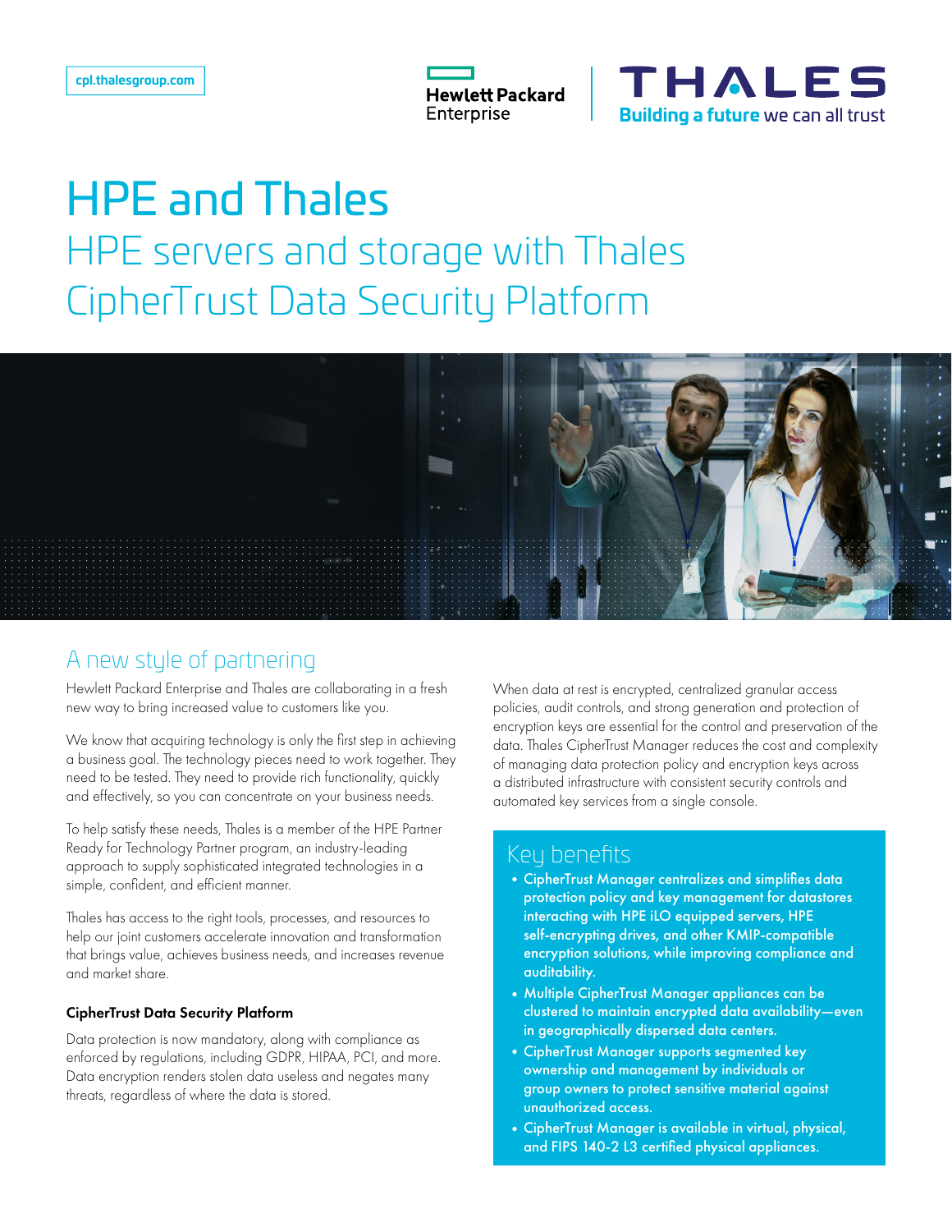cpl.thalesgroup.com

Hewlett Packard Enterprise

THALES
Building a future we can all trust

# HPE and Thales

## HPE servers and storage with Thales CipherTrust Data Security Platform

## A new style of partnering

Hewlett Packard Enterprise and Thales are collaborating in a fresh new way to bring increased value to customers like you.

We know that acquiring technology is only the first step in achieving a business goal. The technology pieces need to work together. They need to be tested. They need to provide rich functionality, quickly and effectively, so you can concentrate on your business needs.

To help satisfy these needs, Thales is a member of the HPE Partner Ready for Technology Partner program, an industry-leading approach to supply sophisticated integrated technologies in a simple, confident, and efficient manner.

Thales has access to the right tools, processes, and resources to help our joint customers accelerate innovation and transformation that brings value, achieves business needs, and increases revenue and market share.

### CipherTrust Data Security Platform

Data protection is now mandatory, along with compliance as enforced by regulations, including GDPR, HIPAA, PCI, and more. Data encryption renders stolen data useless and negates many threats, regardless of where the data is stored.

When data at rest is encrypted, centralized granular access policies, audit controls, and strong generation and protection of encryption keys are essential for the control and preservation of the data. Thales CipherTrust Manager reduces the cost and complexity of managing data protection policy and encryption keys across a distributed infrastructure with consistent security controls and automated key services from a single console.

## Key benefits

- CipherTrust Manager centralizes and simplifies data protection policy and key management for datastores interacting with HPE iLO equipped servers, HPE self-encrypting drives, and other KMIP-compatible encryption solutions, while improving compliance and auditability.
- Multiple CipherTrust Manager appliances can be clustered to maintain encrypted data availability—even in geographically dispersed data centers.
- CipherTrust Manager supports segmented key ownership and management by individuals or group owners to protect sensitive material against unauthorized access.
- CipherTrust Manager is available in virtual, physical, and FIPS 140-2 L3 certified physical appliances.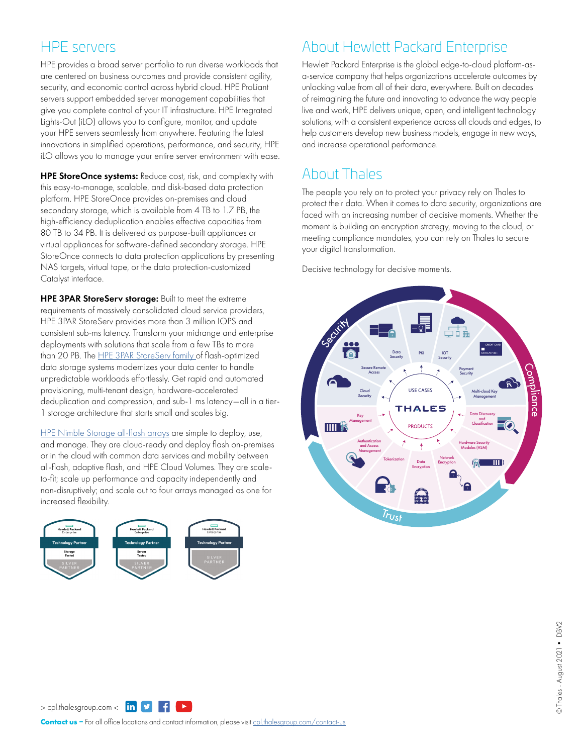## HPE servers

HPE provides a broad server portfolio to run diverse workloads that are centered on business outcomes and provide consistent agility, security, and economic control across hybrid cloud. HPE ProLiant servers support embedded server management capabilities that give you complete control of your IT infrastructure. HPE Integrated Lights-Out (iLO) allows you to configure, monitor, and update your HPE servers seamlessly from anywhere. Featuring the latest innovations in simplified operations, performance, and security, HPE iLO allows you to manage your entire server environment with ease.

**HPE StoreOnce systems:** Reduce cost, risk, and complexity with this easy-to-manage, scalable, and disk-based data protection platform. HPE StoreOnce provides on-premises and cloud secondary storage, which is available from 4 TB to 1.7 PB, the high-efficiency deduplication enables effective capacities from 80 TB to 34 PB. It is delivered as purpose-built appliances or virtual appliances for software-defined secondary storage. HPE StoreOnce connects to data protection applications by presenting NAS targets, virtual tape, or the data protection-customized Catalyst interface.

**HPE 3PAR StoreServ storage:** Built to meet the extreme requirements of massively consolidated cloud service providers, HPE 3PAR StoreServ provides more than 3 million IOPS and consistent sub-ms latency. Transform your midrange and enterprise deployments with solutions that scale from a few TBs to more than 20 PB. The HPE 3PAR StoreServ family of flash-optimized data storage systems modernizes your data center to handle unpredictable workloads effortlessly. Get rapid and automated provisioning, multi-tenant design, hardware-accelerated deduplication and compression, and sub-1 ms latency—all in a tier-1 storage architecture that starts small and scales big.

HPE Nimble Storage all-flash arrays are simple to deploy, use, and manage. They are cloud-ready and deploy flash on-premises or in the cloud with common data services and mobility between all-flash, adaptive flash, and HPE Cloud Volumes. They are scale-to-fit; scale up performance and capacity independently and non-disruptively; and scale out to four arrays managed as one for increased flexibility.

Hewlett Packard Enterprise
Technology Partner
Storage Tested
SILVER PARTNER

Hewlett Packard Enterprise
Technology Partner
Server Tested
SILVER PARTNER

Hewlett Packard Enterprise
Technology Partner
SILVER PARTNER

## About Hewlett Packard Enterprise

Hewlett Packard Enterprise is the global edge-to-cloud platform-as-a-service company that helps organizations accelerate outcomes by unlocking value from all of their data, everywhere. Built on decades of reimagining the future and innovating to advance the way people live and work, HPE delivers unique, open, and intelligent technology solutions, with a consistent experience across all clouds and edges, to help customers develop new business models, engage in new ways, and increase operational performance.

## About Thales

The people you rely on to protect your privacy rely on Thales to protect their data. When it comes to data security, organizations are faced with an increasing number of decisive moments. Whether the moment is building an encryption strategy, moving to the cloud, or meeting compliance mandates, you can rely on Thales to secure your digital transformation.

Decisive technology for decisive moments.

Security
Compliance
Trust
THALES
USE CASES
PRODUCTS
Data Security
PKI
IOT Security
Payment Security
Multi-cloud Key Management
Secure Remote Access
Cloud Security
Key Management
Authentication and Access Management
Tokenization
Data Encryption
Network Encryption
Hardware Security Modules (HSM)
Data Discovery and Classification

> cpl.thalesgroup.com <

**Contact us** – For all office locations and contact information, please visit cpl.thalesgroup.com/contact-us

© Thales - August 2021 • DBV2